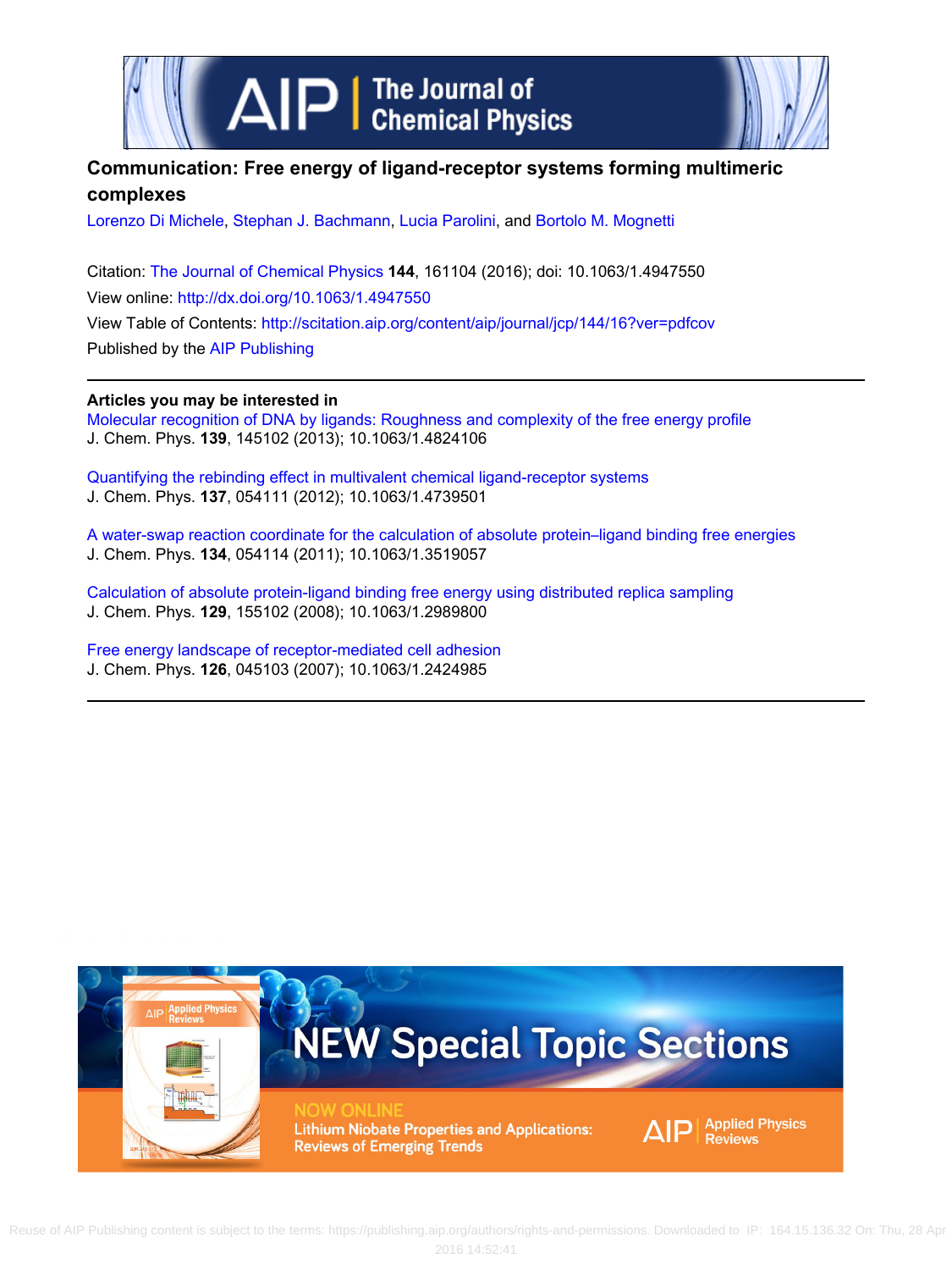# Communication: Free energy of ligand-receptor systems forming multimeric complexes

Lorenzo Di Michele, Stephan J. Bachmann, Lucia Parolini, and Bortolo M. Mognetti

Citation: The Journal of Chemical Physics **144**, 161104 (2016); doi: 10.1063/1.4947550

View online: http://dx.doi.org/10.1063/1.4947550

View Table of Contents: http://scitation.aip.org/content/aip/journal/jcp/144/16?ver=pdfcov

Published by the AIP Publishing

---

**Articles you may be interested in**

Molecular recognition of DNA by ligands: Roughness and complexity of the free energy profile
J. Chem. Phys. **139**, 145102 (2013); 10.1063/1.4824106

Quantifying the rebinding effect in multivalent chemical ligand-receptor systems
J. Chem. Phys. **137**, 054111 (2012); 10.1063/1.4739501

A water-swap reaction coordinate for the calculation of absolute protein–ligand binding free energies
J. Chem. Phys. **134**, 054114 (2011); 10.1063/1.3519057

Calculation of absolute protein-ligand binding free energy using distributed replica sampling
J. Chem. Phys. **129**, 155102 (2008); 10.1063/1.2989800

Free energy landscape of receptor-mediated cell adhesion
J. Chem. Phys. **126**, 045103 (2007); 10.1063/1.2424985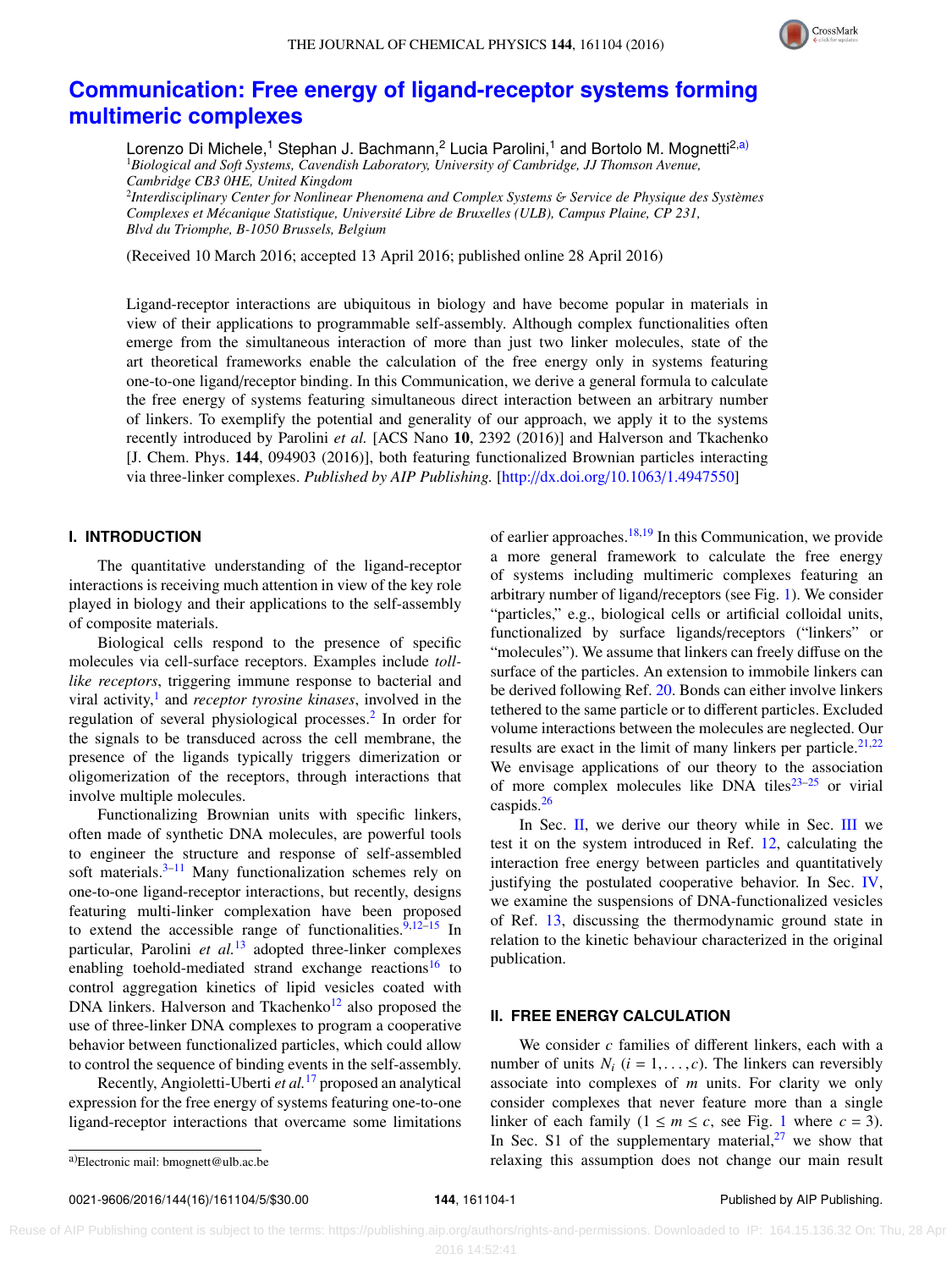# Communication: Free energy of ligand-receptor systems forming multimeric complexes

Lorenzo Di Michele,[1] Stephan J. Bachmann,[2] Lucia Parolini,[1] and Bortolo M. Mognetti[2,a)]

[1]*Biological and Soft Systems, Cavendish Laboratory, University of Cambridge, JJ Thomson Avenue, Cambridge CB3 0HE, United Kingdom*

[2]*Interdisciplinary Center for Nonlinear Phenomena and Complex Systems & Service de Physique des Systèmes Complexes et Mécanique Statistique, Université Libre de Bruxelles (ULB), Campus Plaine, CP 231, Blvd du Triomphe, B-1050 Brussels, Belgium*

(Received 10 March 2016; accepted 13 April 2016; published online 28 April 2016)

Ligand-receptor interactions are ubiquitous in biology and have become popular in materials in view of their applications to programmable self-assembly. Although complex functionalities often emerge from the simultaneous interaction of more than just two linker molecules, state of the art theoretical frameworks enable the calculation of the free energy only in systems featuring one-to-one ligand/receptor binding. In this Communication, we derive a general formula to calculate the free energy of systems featuring simultaneous direct interaction between an arbitrary number of linkers. To exemplify the potential and generality of our approach, we apply it to the systems recently introduced by Parolini *et al.* [ACS Nano **10**, 2392 (2016)] and Halverson and Tkachenko [J. Chem. Phys. **144**, 094903 (2016)], both featuring functionalized Brownian particles interacting via three-linker complexes. *Published by AIP Publishing.* [http://dx.doi.org/10.1063/1.4947550]

## I. INTRODUCTION

The quantitative understanding of the ligand-receptor interactions is receiving much attention in view of the key role played in biology and their applications to the self-assembly of composite materials.

Biological cells respond to the presence of specific molecules via cell-surface receptors. Examples include *toll-like receptors*, triggering immune response to bacterial and viral activity,[1] and *receptor tyrosine kinases*, involved in the regulation of several physiological processes.[2] In order for the signals to be transduced across the cell membrane, the presence of the ligands typically triggers dimerization or oligomerization of the receptors, through interactions that involve multiple molecules.

Functionalizing Brownian units with specific linkers, often made of synthetic DNA molecules, are powerful tools to engineer the structure and response of self-assembled soft materials.[3–11] Many functionalization schemes rely on one-to-one ligand-receptor interactions, but recently, designs featuring multi-linker complexation have been proposed to extend the accessible range of functionalities.[9,12–15] In particular, Parolini *et al.*[13] adopted three-linker complexes enabling toehold-mediated strand exchange reactions[16] to control aggregation kinetics of lipid vesicles coated with DNA linkers. Halverson and Tkachenko[12] also proposed the use of three-linker DNA complexes to program a cooperative behavior between functionalized particles, which could allow to control the sequence of binding events in the self-assembly.

Recently, Angioletti-Uberti *et al.*[17] proposed an analytical expression for the free energy of systems featuring one-to-one ligand-receptor interactions that overcame some limitations of earlier approaches.[18,19] In this Communication, we provide a more general framework to calculate the free energy of systems including multimeric complexes featuring an arbitrary number of ligand/receptors (see Fig. 1). We consider "particles," e.g., biological cells or artificial colloidal units, functionalized by surface ligands/receptors ("linkers" or "molecules"). We assume that linkers can freely diffuse on the surface of the particles. An extension to immobile linkers can be derived following Ref. 20. Bonds can either involve linkers tethered to the same particle or to different particles. Excluded volume interactions between the molecules are neglected. Our results are exact in the limit of many linkers per particle.[21,22] We envisage applications of our theory to the association of more complex molecules like DNA tiles[23–25] or virial caspids.[26]

In Sec. II, we derive our theory while in Sec. III we test it on the system introduced in Ref. 12, calculating the interaction free energy between particles and quantitatively justifying the postulated cooperative behavior. In Sec. IV, we examine the suspensions of DNA-functionalized vesicles of Ref. 13, discussing the thermodynamic ground state in relation to the kinetic behaviour characterized in the original publication.

## II. FREE ENERGY CALCULATION

We consider $c$ families of different linkers, each with a number of units $N_i$ $(i = 1, \ldots, c)$. The linkers can reversibly associate into complexes of $m$ units. For clarity we only consider complexes that never feature more than a single linker of each family $(1 \leq m \leq c$, see Fig. 1 where $c = 3)$. In Sec. S1 of the supplementary material,[27] we show that relaxing this assumption does not change our main result

a)Electronic mail: bmognett@ulb.ac.be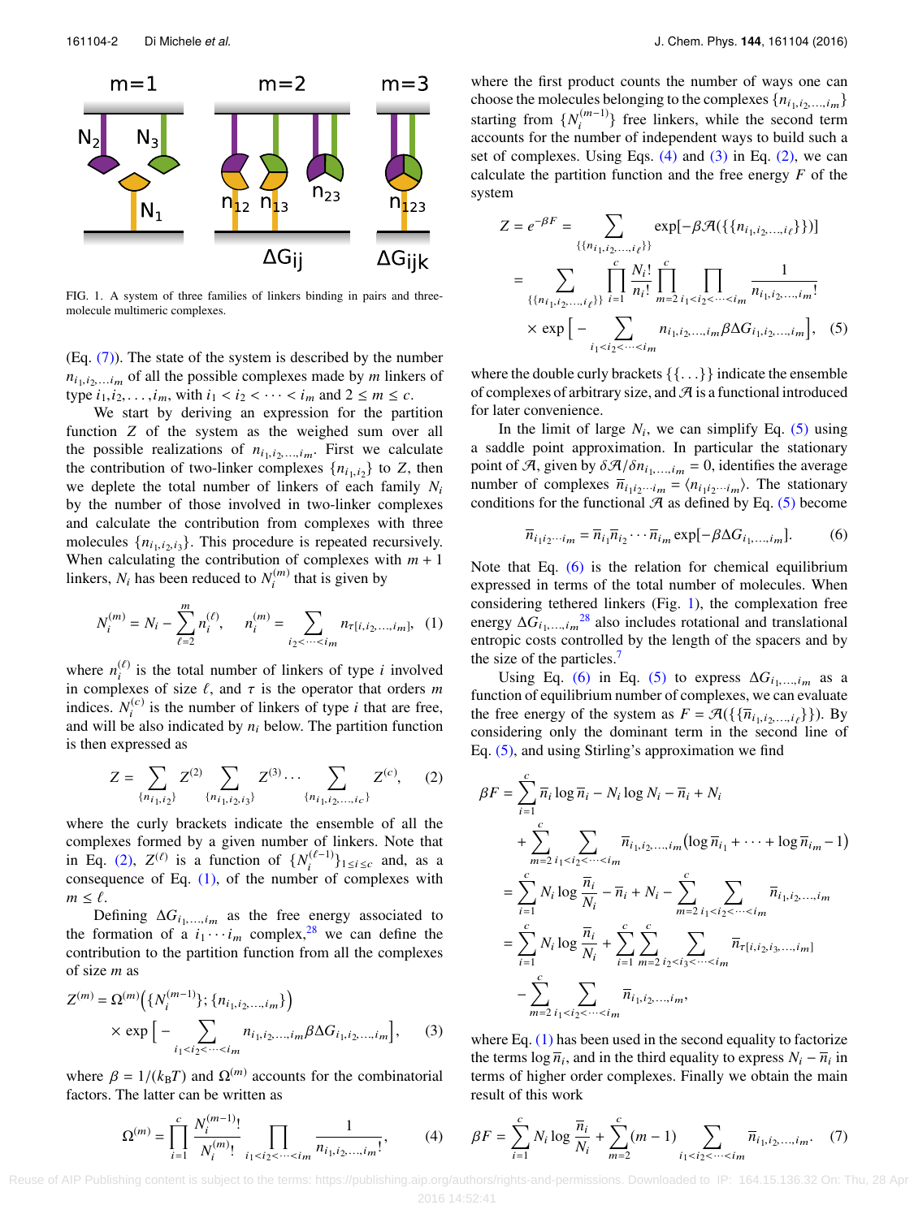FIG. 1. A system of three families of linkers binding in pairs and three-molecule multimeric complexes.

(Eq. (7)). The state of the system is described by the number $n_{i_1,i_2,\ldots,i_m}$ of all the possible complexes made by $m$ linkers of type $i_1,i_2,\ldots,i_m$, with $i_1 < i_2 < \cdots < i_m$ and $2 \le m \le c$.

We start by deriving an expression for the partition function $Z$ of the system as the weighed sum over all the possible realizations of $n_{i_1,i_2,\ldots,i_m}$. First we calculate the contribution of two-linker complexes $\{n_{i_1,i_2}\}$ to $Z$, then we deplete the total number of linkers of each family $N_i$ by the number of those involved in two-linker complexes and calculate the contribution from complexes with three molecules $\{n_{i_1,i_2,i_3}\}$. This procedure is repeated recursively. When calculating the contribution of complexes with $m+1$ linkers, $N_i$ has been reduced to $N_i^{(m)}$ that is given by

$$N_i^{(m)} = N_i - \sum_{\ell=2}^{m} n_i^{(\ell)}, \qquad n_i^{(m)} = \sum_{i_2<\cdots<i_m} n_{\tau[i,i_2,\ldots,i_m]}, \quad (1)$$

where $n_i^{(\ell)}$ is the total number of linkers of type $i$ involved in complexes of size $\ell$, and $\tau$ is the operator that orders $m$ indices. $N_i^{(c)}$ is the number of linkers of type $i$ that are free, and will be also indicated by $n_i$ below. The partition function is then expressed as

$$Z = \sum_{\{n_{i_1,i_2}\}} Z^{(2)} \sum_{\{n_{i_1,i_2,i_3}\}} Z^{(3)} \cdots \sum_{\{n_{i_1,i_2,\ldots,i_c}\}} Z^{(c)}, \quad (2)$$

where the curly brackets indicate the ensemble of all the complexes formed by a given number of linkers. Note that in Eq. (2), $Z^{(\ell)}$ is a function of $\{N_i^{(\ell-1)}\}_{1\le i\le c}$ and, as a consequence of Eq. (1), of the number of complexes with $m \le \ell$.

Defining $\Delta G_{i_1,\ldots,i_m}$ as the free energy associated to the formation of a $i_1 \cdots i_m$ complex,[28] we can define the contribution to the partition function from all the complexes of size $m$ as

$$Z^{(m)} = \Omega^{(m)}\Big(\{N_i^{(m-1)}\}; \{n_{i_1,i_2,\ldots,i_m}\}\Big) \times \exp\Big[-\sum_{i_1<i_2<\cdots<i_m} n_{i_1,i_2,\ldots,i_m}\beta\Delta G_{i_1,i_2,\ldots,i_m}\Big], \quad (3)$$

where $\beta = 1/(k_B T)$ and $\Omega^{(m)}$ accounts for the combinatorial factors. The latter can be written as

$$\Omega^{(m)} = \prod_{i=1}^{c} \frac{N_i^{(m-1)}!}{N_i^{(m)}!} \prod_{i_1<i_2<\cdots<i_m} \frac{1}{n_{i_1,i_2,\ldots,i_m}!}, \quad (4)$$

where the first product counts the number of ways one can choose the molecules belonging to the complexes $\{n_{i_1,i_2,\ldots,i_m}\}$ starting from $\{N_i^{(m-1)}\}$ free linkers, while the second term accounts for the number of independent ways to build such a set of complexes. Using Eqs. (4) and (3) in Eq. (2), we can calculate the partition function and the free energy $F$ of the system

$$\begin{aligned} Z = e^{-\beta F} &= \sum_{\{\{n_{i_1,i_2,\ldots,i_\ell}\}\}} \exp[-\beta\mathcal{A}(\{\{n_{i_1,i_2,\ldots,i_m}\}\})] \\ &= \sum_{\{\{n_{i_1,i_2,\ldots,i_\ell}\}\}} \prod_{i=1}^{c} \frac{N_i!}{n_i!} \prod_{m=2}^{c} \prod_{i_1<i_2<\cdots<i_m} \frac{1}{n_{i_1,i_2,\ldots,i_m}!} \\ &\quad \times \exp\Big[-\sum_{i_1<i_2<\cdots<i_m} n_{i_1,i_2,\ldots,i_m}\beta\Delta G_{i_1,i_2,\ldots,i_m}\Big], \end{aligned} \quad (5)$$

where the double curly brackets $\{\{\ldots\}\}$ indicate the ensemble of complexes of arbitrary size, and $\mathcal{A}$ is a functional introduced for later convenience.

In the limit of large $N_i$, we can simplify Eq. (5) using a saddle point approximation. In particular the stationary point of $\mathcal{A}$, given by $\delta\mathcal{A}/\delta n_{i_1,\ldots,i_m} = 0$, identifies the average number of complexes $\overline{n}_{i_1 i_2\cdots i_m} = \langle n_{i_1 i_2\cdots i_m}\rangle$. The stationary conditions for the functional $\mathcal{A}$ as defined by Eq. (5) become

$$\overline{n}_{i_1 i_2\cdots i_m} = \overline{n}_{i_1}\overline{n}_{i_2}\cdots\overline{n}_{i_m}\exp[-\beta\Delta G_{i_1,\ldots,i_m}]. \quad (6)$$

Note that Eq. (6) is the relation for chemical equilibrium expressed in terms of the total number of molecules. When considering tethered linkers (Fig. 1), the complexation free energy $\Delta G_{i_1,\ldots,i_m}$[28] also includes rotational and translational entropic costs controlled by the length of the spacers and by the size of the particles.[7]

Using Eq. (6) in Eq. (5) to express $\Delta G_{i_1,\ldots,i_m}$ as a function of equilibrium number of complexes, we can evaluate the free energy of the system as $F = \mathcal{A}(\{\{\overline{n}_{i_1,i_2,\ldots,i_\ell}\}\})$. By considering only the dominant term in the second line of Eq. (5), and using Stirling's approximation we find

$$\begin{aligned} \beta F &= \sum_{i=1}^{c} \overline{n}_i \log\overline{n}_i - N_i\log N_i - \overline{n}_i + N_i \\ &\quad + \sum_{m=2}^{c} \sum_{i_1<i_2<\cdots<i_m} \overline{n}_{i_1,i_2,\ldots,i_m}\big(\log\overline{n}_{i_1} + \cdots + \log\overline{n}_{i_m} - 1\big) \\ &= \sum_{i=1}^{c} N_i \log\frac{\overline{n}_i}{N_i} - \overline{n}_i + N_i - \sum_{m=2}^{c} \sum_{i_1<i_2<\cdots<i_m} \overline{n}_{i_1,i_2,\ldots,i_m} \\ &= \sum_{i=1}^{c} N_i \log\frac{\overline{n}_i}{N_i} + \sum_{i=1}^{c}\sum_{m=2}^{c} \sum_{i_2<i_3<\cdots<i_m} \overline{n}_{\tau[i,i_2,i_3,\ldots,i_m]} \\ &\quad - \sum_{m=2}^{c} \sum_{i_1<i_2<\cdots<i_m} \overline{n}_{i_1,i_2,\ldots,i_m}, \end{aligned}$$

where Eq. (1) has been used in the second equality to factorize the terms $\log\overline{n}_i$, and in the third equality to express $N_i - \overline{n}_i$ in terms of higher order complexes. Finally we obtain the main result of this work

$$\beta F = \sum_{i=1}^{c} N_i \log\frac{\overline{n}_i}{N_i} + \sum_{m=2}^{c}(m-1) \sum_{i_1<i_2<\cdots<i_m} \overline{n}_{i_1,i_2,\ldots,i_m}. \quad (7)$$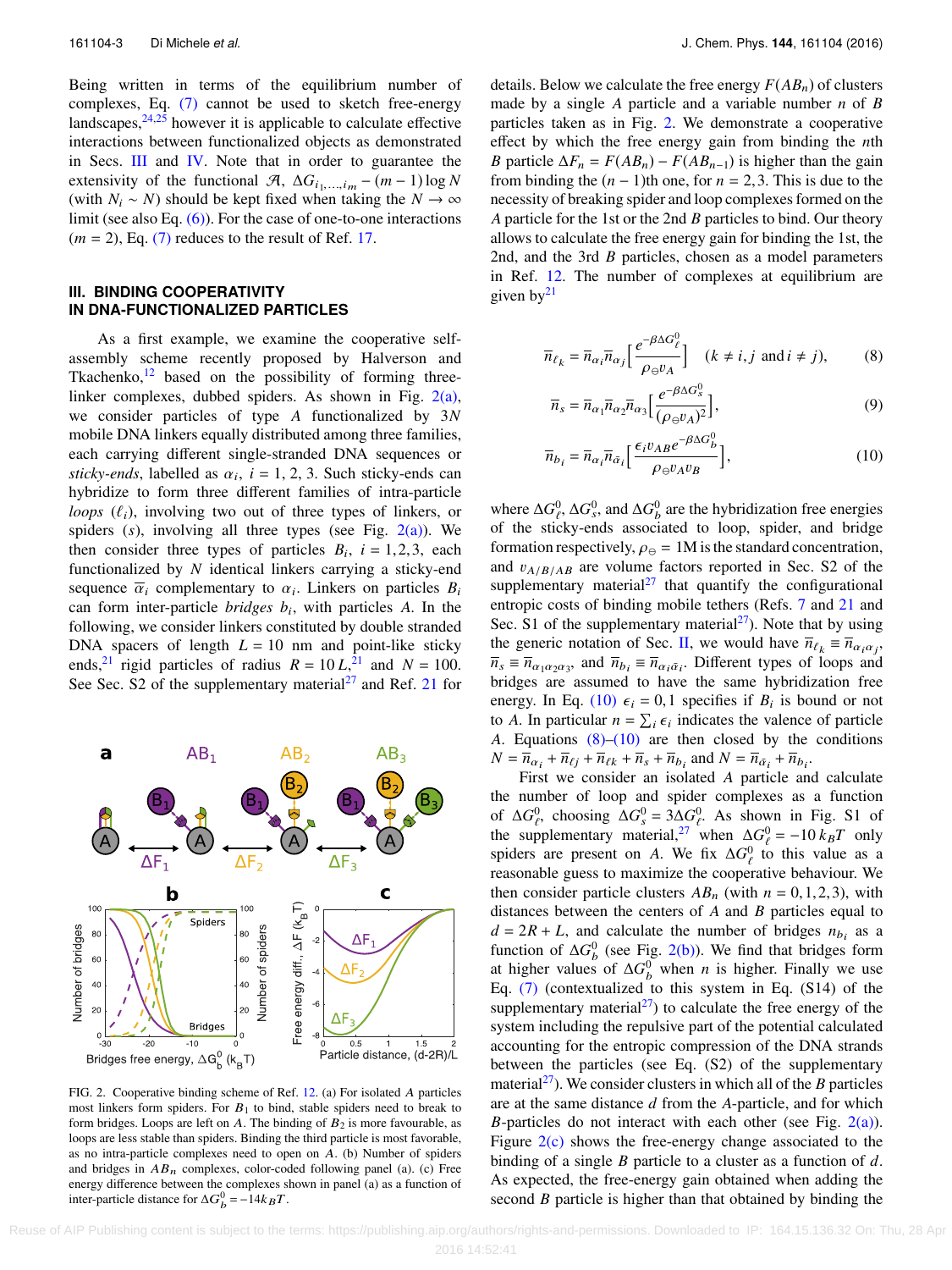Being written in terms of the equilibrium number of complexes, Eq. (7) cannot be used to sketch free-energy landscapes,[24,25] however it is applicable to calculate effective interactions between functionalized objects as demonstrated in Secs. III and IV. Note that in order to guarantee the extensivity of the functional $\mathcal{A}$, $\Delta G_{i_1,\ldots,i_m} - (m-1)\log N$ (with $N_i \sim N$) should be kept fixed when taking the $N \to \infty$ limit (see also Eq. (6)). For the case of one-to-one interactions ($m = 2$), Eq. (7) reduces to the result of Ref. 17.

## III. BINDING COOPERATIVITY IN DNA-FUNCTIONALIZED PARTICLES

As a first example, we examine the cooperative self-assembly scheme recently proposed by Halverson and Tkachenko,[12] based on the possibility of forming three-linker complexes, dubbed spiders. As shown in Fig. 2(a), we consider particles of type $A$ functionalized by $3N$ mobile DNA linkers equally distributed among three families, each carrying different single-stranded DNA sequences or *sticky-ends*, labelled as $\alpha_i$, $i = 1, 2, 3$. Such sticky-ends can hybridize to form three different families of intra-particle *loops* ($\ell_i$), involving two out of three types of linkers, or spiders ($s$), involving all three types (see Fig. 2(a)). We then consider three types of particles $B_i$, $i = 1,2,3$, each functionalized by $N$ identical linkers carrying a sticky-end sequence $\overline{\alpha}_i$ complementary to $\alpha_i$. Linkers on particles $B_i$ can form inter-particle *bridges* $b_i$, with particles $A$. In the following, we consider linkers constituted by double stranded DNA spacers of length $L = 10$ nm and point-like sticky ends,[21] rigid particles of radius $R = 10\,L$,[21] and $N = 100$. See Sec. S2 of the supplementary material[27] and Ref. 21 for details. Below we calculate the free energy $F(AB_n)$ of clusters made by a single $A$ particle and a variable number $n$ of $B$ particles taken as in Fig. 2. We demonstrate a cooperative effect by which the free energy gain from binding the $n$th $B$ particle $\Delta F_n = F(AB_n) - F(AB_{n-1})$ is higher than the gain from binding the $(n-1)$th one, for $n = 2, 3$. This is due to the necessity of breaking spider and loop complexes formed on the $A$ particle for the 1st or the 2nd $B$ particles to bind. Our theory allows to calculate the free energy gain for binding the 1st, the 2nd, and the 3rd $B$ particles, chosen as a model parameters in Ref. 12. The number of complexes at equilibrium are given by[21]

$$\overline{n}_{\ell_k} = \overline{n}_{\alpha_i}\overline{n}_{\alpha_j}\Big[\frac{e^{-\beta\Delta G^0_\ell}}{\rho_\ominus v_A}\Big] \quad (k \neq i,j \text{ and } i \neq j), \tag{8}$$

$$\overline{n}_s = \overline{n}_{\alpha_1}\overline{n}_{\alpha_2}\overline{n}_{\alpha_3}\Big[\frac{e^{-\beta\Delta G^0_s}}{(\rho_\ominus v_A)^2}\Big], \tag{9}$$

$$\overline{n}_{b_i} = \overline{n}_{\alpha_i}\overline{n}_{\overline{\alpha}_i}\Big[\frac{\epsilon_i v_{AB} e^{-\beta\Delta G^0_b}}{\rho_\ominus v_A v_B}\Big], \tag{10}$$

where $\Delta G^0_\ell$, $\Delta G^0_s$, and $\Delta G^0_b$ are the hybridization free energies of the sticky-ends associated to loop, spider, and bridge formation respectively, $\rho_\ominus = 1$M is the standard concentration, and $v_{A/B/AB}$ are volume factors reported in Sec. S2 of the supplementary material[27] that quantify the configurational entropic costs of binding mobile tethers (Refs. 7 and 21 and Sec. S1 of the supplementary material[27]). Note that by using the generic notation of Sec. II, we would have $\overline{n}_{\ell_k} \equiv \overline{n}_{\alpha_i\alpha_j}$, $\overline{n}_s \equiv \overline{n}_{\alpha_1\alpha_2\alpha_3}$, and $\overline{n}_{b_i} \equiv \overline{n}_{\alpha_i\overline{\alpha}_i}$. Different types of loops and bridges are assumed to have the same hybridization free energy. In Eq. (10) $\epsilon_i = 0, 1$ specifies if $B_i$ is bound or not to $A$. In particular $n = \sum_i \epsilon_i$ indicates the valence of particle $A$. Equations (8)–(10) are then closed by the conditions $N = \overline{n}_{\alpha_i} + \overline{n}_{\ell j} + \overline{n}_{\ell k} + \overline{n}_s + \overline{n}_{b_i}$ and $N = \overline{n}_{\overline{\alpha}_i} + \overline{n}_{b_i}$.

First we consider an isolated $A$ particle and calculate the number of loop and spider complexes as a function of $\Delta G^0_\ell$, choosing $\Delta G^0_s = 3\Delta G^0_\ell$. As shown in Fig. S1 of the supplementary material,[27] when $\Delta G^0_\ell = -10\,k_BT$ only spiders are present on $A$. We fix $\Delta G^0_\ell$ to this value as a reasonable guess to maximize the cooperative behaviour. We then consider particle clusters $AB_n$ (with $n = 0,1,2,3$), with distances between the centers of $A$ and $B$ particles equal to $d = 2R + L$, and calculate the number of bridges $n_{b_i}$ as a function of $\Delta G^0_b$ (see Fig. 2(b)). We find that bridges form at higher values of $\Delta G^0_b$ when $n$ is higher. Finally we use Eq. (7) (contextualized to this system in Eq. (S14) of the supplementary material[27]) to calculate the free energy of the system including the repulsive part of the potential calculated accounting for the entropic compression of the DNA strands between the particles (see Eq. (S2) of the supplementary material[27]). We consider clusters in which all of the $B$ particles are at the same distance $d$ from the $A$-particle, and for which $B$-particles do not interact with each other (see Fig. 2(a)). Figure 2(c) shows the free-energy change associated to the binding of a single $B$ particle to a cluster as a function of $d$. As expected, the free-energy gain obtained when adding the second $B$ particle is higher than that obtained by binding the

FIG. 2. Cooperative binding scheme of Ref. 12. (a) For isolated $A$ particles most linkers form spiders. For $B_1$ to bind, stable spiders need to break to form bridges. Loops are left on $A$. The binding of $B_2$ is more favourable, as loops are less stable than spiders. Binding the third particle is most favorable, as no intra-particle complexes need to open on $A$. (b) Number of spiders and bridges in $AB_n$ complexes, color-coded following panel (a). (c) Free energy difference between the complexes shown in panel (a) as a function of inter-particle distance for $\Delta G^0_b = -14k_BT$.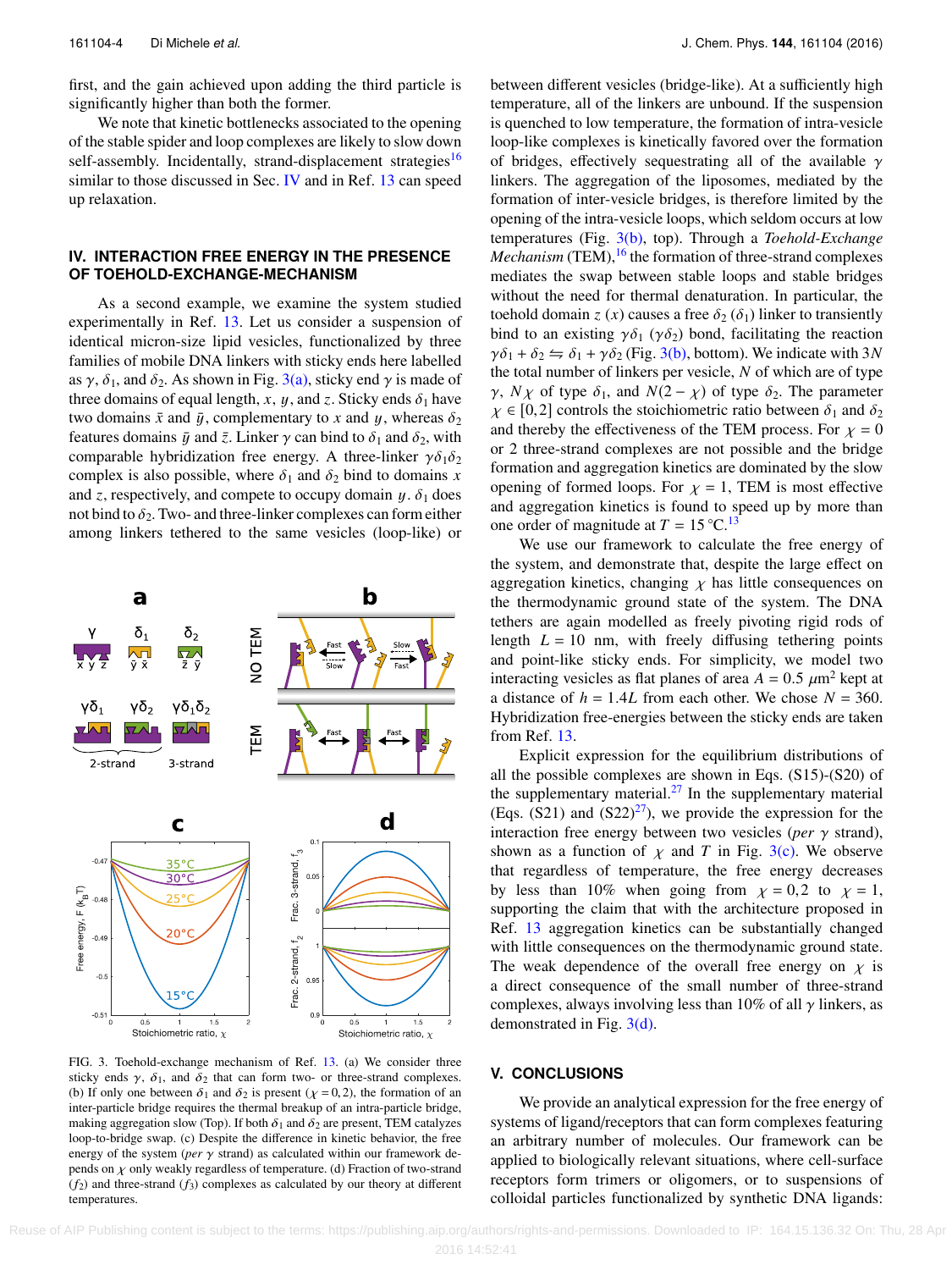first, and the gain achieved upon adding the third particle is significantly higher than both the former.

We note that kinetic bottlenecks associated to the opening of the stable spider and loop complexes are likely to slow down self-assembly. Incidentally, strand-displacement strategies[16] similar to those discussed in Sec. IV and in Ref. 13 can speed up relaxation.

## IV. INTERACTION FREE ENERGY IN THE PRESENCE OF TOEHOLD-EXCHANGE-MECHANISM

As a second example, we examine the system studied experimentally in Ref. 13. Let us consider a suspension of identical micron-size lipid vesicles, functionalized by three families of mobile DNA linkers with sticky ends here labelled as $\gamma$, $\delta_1$, and $\delta_2$. As shown in Fig. 3(a), sticky end $\gamma$ is made of three domains of equal length, $x$, $y$, and $z$. Sticky ends $\delta_1$ have two domains $\bar{x}$ and $\bar{y}$, complementary to $x$ and $y$, whereas $\delta_2$ features domains $\bar{y}$ and $\bar{z}$. Linker $\gamma$ can bind to $\delta_1$ and $\delta_2$, with comparable hybridization free energy. A three-linker $\gamma\delta_1\delta_2$ complex is also possible, where $\delta_1$ and $\delta_2$ bind to domains $x$ and $z$, respectively, and compete to occupy domain $y$. $\delta_1$ does not bind to $\delta_2$. Two- and three-linker complexes can form either among linkers tethered to the same vesicles (loop-like) or between different vesicles (bridge-like). At a sufficiently high temperature, all of the linkers are unbound. If the suspension is quenched to low temperature, the formation of intra-vesicle loop-like complexes is kinetically favored over the formation of bridges, effectively sequestrating all of the available $\gamma$ linkers. The aggregation of the liposomes, mediated by the formation of inter-vesicle bridges, is therefore limited by the opening of the intra-vesicle loops, which seldom occurs at low temperatures (Fig. 3(b), top). Through a *Toehold-Exchange Mechanism* (TEM),[16] the formation of three-strand complexes mediates the swap between stable loops and stable bridges without the need for thermal denaturation. In particular, the toehold domain $z$ ($x$) causes a free $\delta_2$ ($\delta_1$) linker to transiently bind to an existing $\gamma\delta_1$ ($\gamma\delta_2$) bond, facilitating the reaction $\gamma\delta_1 + \delta_2 \leftrightharpoons \delta_1 + \gamma\delta_2$ (Fig. 3(b), bottom). We indicate with $3N$ the total number of linkers per vesicle, $N$ of which are of type $\gamma$, $N\chi$ of type $\delta_1$, and $N(2-\chi)$ of type $\delta_2$. The parameter $\chi \in [0,2]$ controls the stoichiometric ratio between $\delta_1$ and $\delta_2$ and thereby the effectiveness of the TEM process. For $\chi = 0$ or 2 three-strand complexes are not possible and the bridge formation and aggregation kinetics are dominated by the slow opening of formed loops. For $\chi = 1$, TEM is most effective and aggregation kinetics is found to speed up by more than one order of magnitude at $T = 15\,°\mathrm{C}$.[13]

We use our framework to calculate the free energy of the system, and demonstrate that, despite the large effect on aggregation kinetics, changing $\chi$ has little consequences on the thermodynamic ground state of the system. The DNA tethers are again modelled as freely pivoting rigid rods of length $L = 10$ nm, with freely diffusing tethering points and point-like sticky ends. For simplicity, we model two interacting vesicles as flat planes of area $A = 0.5\ \mu\mathrm{m}^2$ kept at a distance of $h = 1.4L$ from each other. We chose $N = 360$. Hybridization free-energies between the sticky ends are taken from Ref. 13.

Explicit expression for the equilibrium distributions of all the possible complexes are shown in Eqs. (S15)-(S20) of the supplementary material.[27] In the supplementary material (Eqs. (S21) and (S22)[27]), we provide the expression for the interaction free energy between two vesicles (*per* $\gamma$ strand), shown as a function of $\chi$ and $T$ in Fig. 3(c). We observe that regardless of temperature, the free energy decreases by less than 10% when going from $\chi = 0,2$ to $\chi = 1$, supporting the claim that with the architecture proposed in Ref. 13 aggregation kinetics can be substantially changed with little consequences on the thermodynamic ground state. The weak dependence of the overall free energy on $\chi$ is a direct consequence of the small number of three-strand complexes, always involving less than 10% of all $\gamma$ linkers, as demonstrated in Fig. 3(d).

FIG. 3. Toehold-exchange mechanism of Ref. 13. (a) We consider three sticky ends $\gamma$, $\delta_1$, and $\delta_2$ that can form two- or three-strand complexes. (b) If only one between $\delta_1$ and $\delta_2$ is present ($\chi = 0,2$), the formation of an inter-particle bridge requires the thermal breakup of an intra-particle bridge, making aggregation slow (Top). If both $\delta_1$ and $\delta_2$ are present, TEM catalyzes loop-to-bridge swap. (c) Despite the difference in kinetic behavior, the free energy of the system (*per* $\gamma$ strand) as calculated within our framework depends on $\chi$ only weakly regardless of temperature. (d) Fraction of two-strand ($f_2$) and three-strand ($f_3$) complexes as calculated by our theory at different temperatures.

## V. CONCLUSIONS

We provide an analytical expression for the free energy of systems of ligand/receptors that can form complexes featuring an arbitrary number of molecules. Our framework can be applied to biologically relevant situations, where cell-surface receptors form trimers or oligomers, or to suspensions of colloidal particles functionalized by synthetic DNA ligands: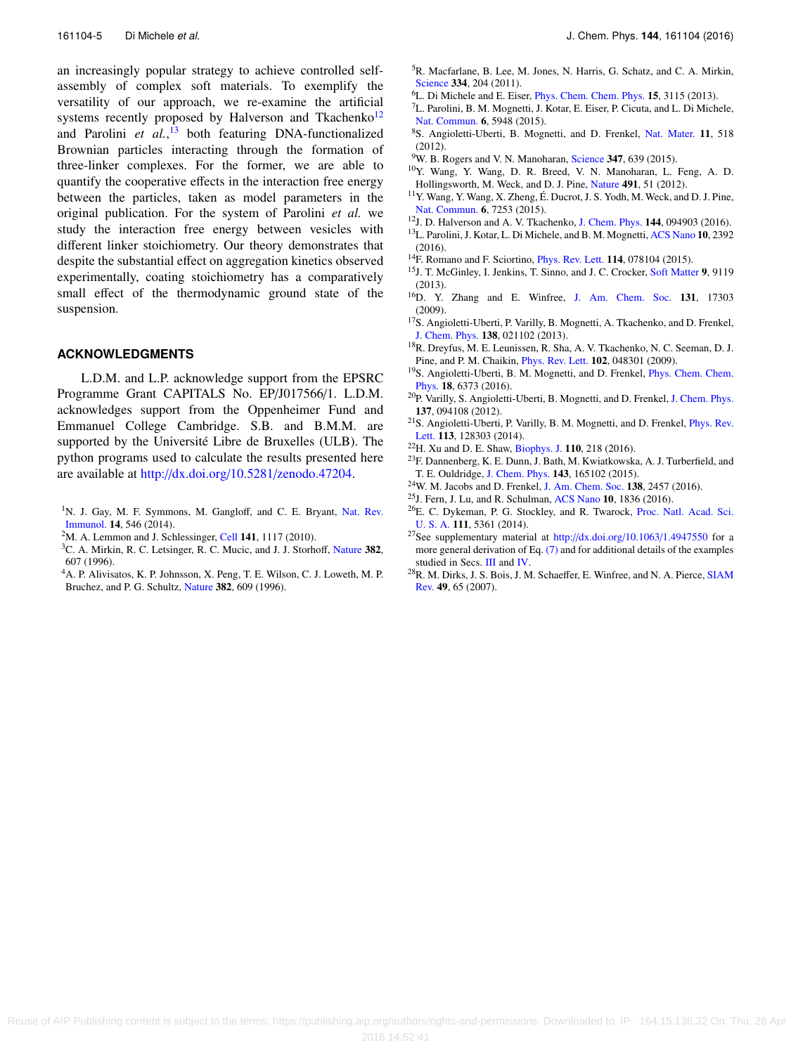an increasingly popular strategy to achieve controlled self-assembly of complex soft materials. To exemplify the versatility of our approach, we re-examine the artificial systems recently proposed by Halverson and Tkachenko[12] and Parolini *et al.*,[13] both featuring DNA-functionalized Brownian particles interacting through the formation of three-linker complexes. For the former, we are able to quantify the cooperative effects in the interaction free energy between the particles, taken as model parameters in the original publication. For the system of Parolini *et al.* we study the interaction free energy between vesicles with different linker stoichiometry. Our theory demonstrates that despite the substantial effect on aggregation kinetics observed experimentally, coating stoichiometry has a comparatively small effect of the thermodynamic ground state of the suspension.

## ACKNOWLEDGMENTS

L.D.M. and L.P. acknowledge support from the EPSRC Programme Grant CAPITALS No. EP/J017566/1. L.D.M. acknowledges support from the Oppenheimer Fund and Emmanuel College Cambridge. S.B. and B.M.M. are supported by the Université Libre de Bruxelles (ULB). The python programs used to calculate the results presented here are available at http://dx.doi.org/10.5281/zenodo.47204.

[1] N. J. Gay, M. F. Symmons, M. Gangloff, and C. E. Bryant, Nat. Rev. Immunol. **14**, 546 (2014).
[2] M. A. Lemmon and J. Schlessinger, Cell **141**, 1117 (2010).
[3] C. A. Mirkin, R. C. Letsinger, R. C. Mucic, and J. J. Storhoff, Nature **382**, 607 (1996).
[4] A. P. Alivisatos, K. P. Johnsson, X. Peng, T. E. Wilson, C. J. Loweth, M. P. Bruchez, and P. G. Schultz, Nature **382**, 609 (1996).
[5] R. Macfarlane, B. Lee, M. Jones, N. Harris, G. Schatz, and C. A. Mirkin, Science **334**, 204 (2011).
[6] L. Di Michele and E. Eiser, Phys. Chem. Chem. Phys. **15**, 3115 (2013).
[7] L. Parolini, B. M. Mognetti, J. Kotar, E. Eiser, P. Cicuta, and L. Di Michele, Nat. Commun. **6**, 5948 (2015).
[8] S. Angioletti-Uberti, B. Mognetti, and D. Frenkel, Nat. Mater. **11**, 518 (2012).
[9] W. B. Rogers and V. N. Manoharan, Science **347**, 639 (2015).
[10] Y. Wang, Y. Wang, D. R. Breed, V. N. Manoharan, L. Feng, A. D. Hollingsworth, M. Weck, and D. J. Pine, Nature **491**, 51 (2012).
[11] Y. Wang, Y. Wang, X. Zheng, É. Ducrot, J. S. Yodh, M. Weck, and D. J. Pine, Nat. Commun. **6**, 7253 (2015).
[12] J. D. Halverson and A. V. Tkachenko, J. Chem. Phys. **144**, 094903 (2016).
[13] L. Parolini, J. Kotar, L. Di Michele, and B. M. Mognetti, ACS Nano **10**, 2392 (2016).
[14] F. Romano and F. Sciortino, Phys. Rev. Lett. **114**, 078104 (2015).
[15] J. T. McGinley, I. Jenkins, T. Sinno, and J. C. Crocker, Soft Matter **9**, 9119 (2013).
[16] D. Y. Zhang and E. Winfree, J. Am. Chem. Soc. **131**, 17303 (2009).
[17] S. Angioletti-Uberti, P. Varilly, B. Mognetti, A. Tkachenko, and D. Frenkel, J. Chem. Phys. **138**, 021102 (2013).
[18] R. Dreyfus, M. E. Leunissen, R. Sha, A. V. Tkachenko, N. C. Seeman, D. J. Pine, and P. M. Chaikin, Phys. Rev. Lett. **102**, 048301 (2009).
[19] S. Angioletti-Uberti, B. M. Mognetti, and D. Frenkel, Phys. Chem. Chem. Phys. **18**, 6373 (2016).
[20] P. Varilly, S. Angioletti-Uberti, B. Mognetti, and D. Frenkel, J. Chem. Phys. **137**, 094108 (2012).
[21] S. Angioletti-Uberti, P. Varilly, B. M. Mognetti, and D. Frenkel, Phys. Rev. Lett. **113**, 128303 (2014).
[22] H. Xu and D. E. Shaw, Biophys. J. **110**, 218 (2016).
[23] F. Dannenberg, K. E. Dunn, J. Bath, M. Kwiatkowska, A. J. Turberfield, and T. E. Ouldridge, J. Chem. Phys. **143**, 165102 (2015).
[24] W. M. Jacobs and D. Frenkel, J. Am. Chem. Soc. **138**, 2457 (2016).
[25] J. Fern, J. Lu, and R. Schulman, ACS Nano **10**, 1836 (2016).
[26] E. C. Dykeman, P. G. Stockley, and R. Twarock, Proc. Natl. Acad. Sci. U. S. A. **111**, 5361 (2014).
[27] See supplementary material at http://dx.doi.org/10.1063/1.4947550 for a more general derivation of Eq. (7) and for additional details of the examples studied in Secs. III and IV.
[28] R. M. Dirks, J. S. Bois, J. M. Schaeffer, E. Winfree, and N. A. Pierce, SIAM Rev. **49**, 65 (2007).